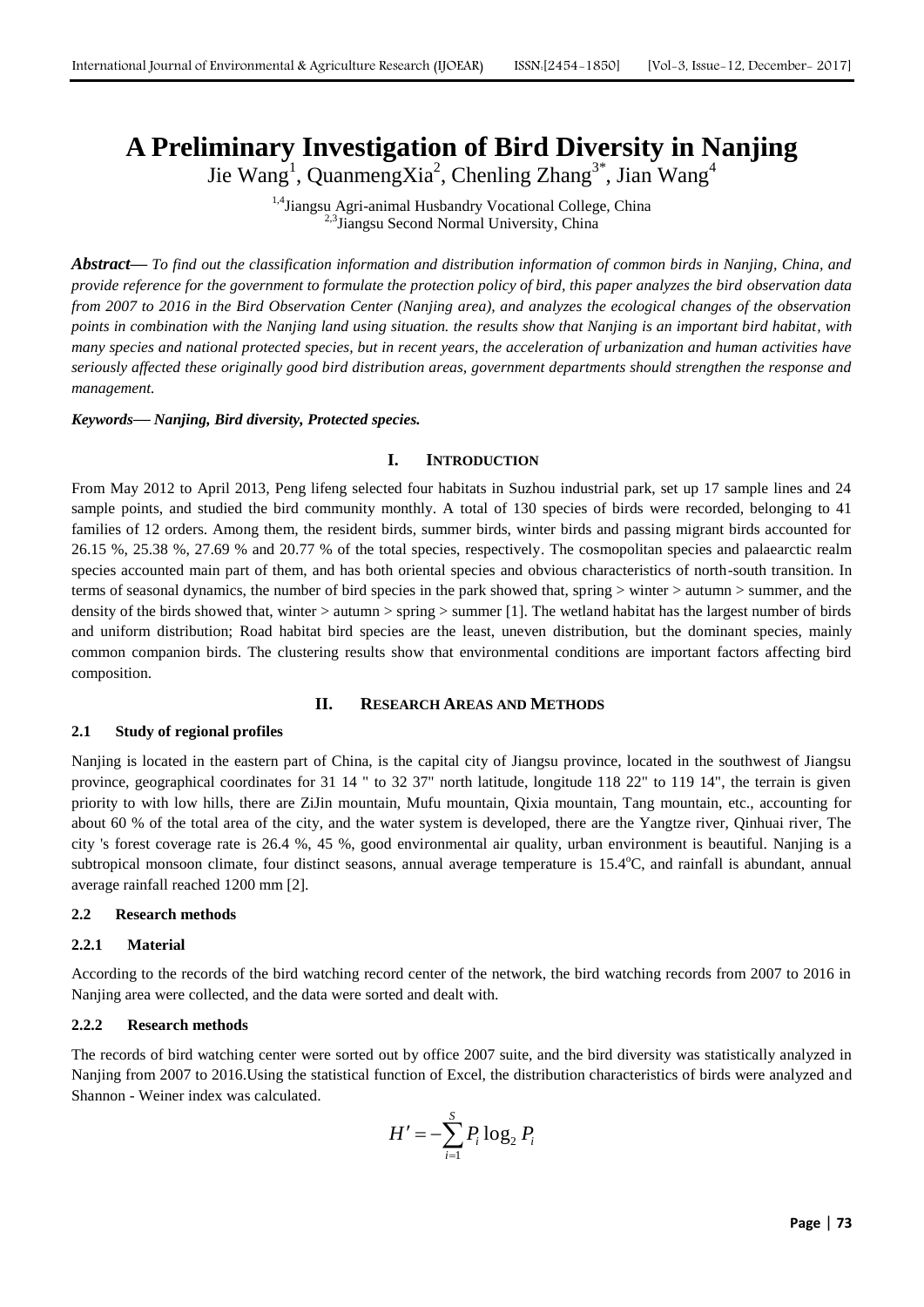# A Preliminary Investigation of Bird Diversity in Nanjing

Jie Wang[1], QuanmengXia[2], Chenling Zhang[3*], Jian Wang[4]

[1,4]Jiangsu Agri-animal Husbandry Vocational College, China
[2,3]Jiangsu Second Normal University, China

***Abstract*—** *To find out the classification information and distribution information of common birds in Nanjing, China, and provide reference for the government to formulate the protection policy of bird, this paper analyzes the bird observation data from 2007 to 2016 in the Bird Observation Center (Nanjing area), and analyzes the ecological changes of the observation points in combination with the Nanjing land using situation. the results show that Nanjing is an important bird habitat, with many species and national protected species, but in recent years, the acceleration of urbanization and human activities have seriously affected these originally good bird distribution areas, government departments should strengthen the response and management.*

***Keywords*— *Nanjing, Bird diversity, Protected species.***

## I. INTRODUCTION

From May 2012 to April 2013, Peng lifeng selected four habitats in Suzhou industrial park, set up 17 sample lines and 24 sample points, and studied the bird community monthly. A total of 130 species of birds were recorded, belonging to 41 families of 12 orders. Among them, the resident birds, summer birds, winter birds and passing migrant birds accounted for 26.15 %, 25.38 %, 27.69 % and 20.77 % of the total species, respectively. The cosmopolitan species and palaearctic realm species accounted main part of them, and has both oriental species and obvious characteristics of north-south transition. In terms of seasonal dynamics, the number of bird species in the park showed that, spring > winter > autumn > summer, and the density of the birds showed that, winter > autumn > spring > summer [1]. The wetland habitat has the largest number of birds and uniform distribution; Road habitat bird species are the least, uneven distribution, but the dominant species, mainly common companion birds. The clustering results show that environmental conditions are important factors affecting bird composition.

## II. RESEARCH AREAS AND METHODS

### 2.1 Study of regional profiles

Nanjing is located in the eastern part of China, is the capital city of Jiangsu province, located in the southwest of Jiangsu province, geographical coordinates for 31 14 " to 32 37" north latitude, longitude 118 22" to 119 14", the terrain is given priority to with low hills, there are ZiJin mountain, Mufu mountain, Qixia mountain, Tang mountain, etc., accounting for about 60 % of the total area of the city, and the water system is developed, there are the Yangtze river, Qinhuai river, The city 's forest coverage rate is 26.4 %, 45 %, good environmental air quality, urban environment is beautiful. Nanjing is a subtropical monsoon climate, four distinct seasons, annual average temperature is 15.4$^{o}$C, and rainfall is abundant, annual average rainfall reached 1200 mm [2].

### 2.2 Research methods

#### 2.2.1 Material

According to the records of the bird watching record center of the network, the bird watching records from 2007 to 2016 in Nanjing area were collected, and the data were sorted and dealt with.

#### 2.2.2 Research methods

The records of bird watching center were sorted out by office 2007 suite, and the bird diversity was statistically analyzed in Nanjing from 2007 to 2016.Using the statistical function of Excel, the distribution characteristics of birds were analyzed and Shannon - Weiner index was calculated.

$$H' = -\sum_{i=1}^{S} P_i \log_2 P_i$$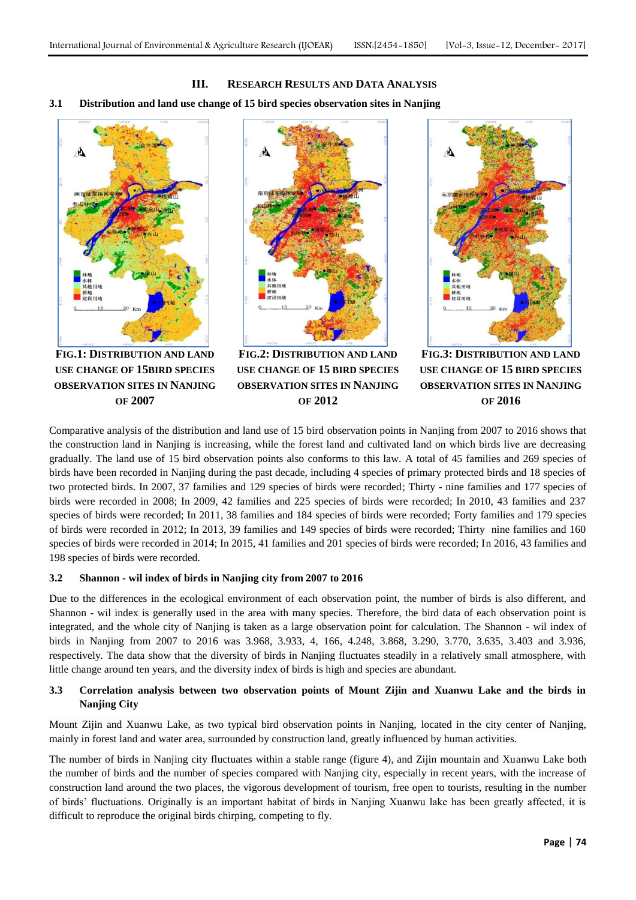## III. RESEARCH RESULTS AND DATA ANALYSIS

### 3.1 Distribution and land use change of 15 bird species observation sites in Nanjing

**FIG.1: DISTRIBUTION AND LAND USE CHANGE OF 15BIRD SPECIES OBSERVATION SITES IN NANJING OF 2007**

**FIG.2: DISTRIBUTION AND LAND USE CHANGE OF 15 BIRD SPECIES OBSERVATION SITES IN NANJING OF 2012**

**FIG.3: DISTRIBUTION AND LAND USE CHANGE OF 15 BIRD SPECIES OBSERVATION SITES IN NANJING OF 2016**

Comparative analysis of the distribution and land use of 15 bird observation points in Nanjing from 2007 to 2016 shows that the construction land in Nanjing is increasing, while the forest land and cultivated land on which birds live are decreasing gradually. The land use of 15 bird observation points also conforms to this law. A total of 45 families and 269 species of birds have been recorded in Nanjing during the past decade, including 4 species of primary protected birds and 18 species of two protected birds. In 2007, 37 families and 129 species of birds were recorded; Thirty - nine families and 177 species of birds were recorded in 2008; In 2009, 42 families and 225 species of birds were recorded; In 2010, 43 families and 237 species of birds were recorded; In 2011, 38 families and 184 species of birds were recorded; Forty families and 179 species of birds were recorded in 2012; In 2013, 39 families and 149 species of birds were recorded; Thirty nine families and 160 species of birds were recorded in 2014; In 2015, 41 families and 201 species of birds were recorded; In 2016, 43 families and 198 species of birds were recorded.

### 3.2 Shannon - wil index of birds in Nanjing city from 2007 to 2016

Due to the differences in the ecological environment of each observation point, the number of birds is also different, and Shannon - wil index is generally used in the area with many species. Therefore, the bird data of each observation point is integrated, and the whole city of Nanjing is taken as a large observation point for calculation. The Shannon - wil index of birds in Nanjing from 2007 to 2016 was 3.968, 3.933, 4, 166, 4.248, 3.868, 3.290, 3.770, 3.635, 3.403 and 3.936, respectively. The data show that the diversity of birds in Nanjing fluctuates steadily in a relatively small atmosphere, with little change around ten years, and the diversity index of birds is high and species are abundant.

### 3.3 Correlation analysis between two observation points of Mount Zijin and Xuanwu Lake and the birds in Nanjing City

Mount Zijin and Xuanwu Lake, as two typical bird observation points in Nanjing, located in the city center of Nanjing, mainly in forest land and water area, surrounded by construction land, greatly influenced by human activities.

The number of birds in Nanjing city fluctuates within a stable range (figure 4), and Zijin mountain and Xuanwu Lake both the number of birds and the number of species compared with Nanjing city, especially in recent years, with the increase of construction land around the two places, the vigorous development of tourism, free open to tourists, resulting in the number of birds' fluctuations. Originally is an important habitat of birds in Nanjing Xuanwu lake has been greatly affected, it is difficult to reproduce the original birds chirping, competing to fly.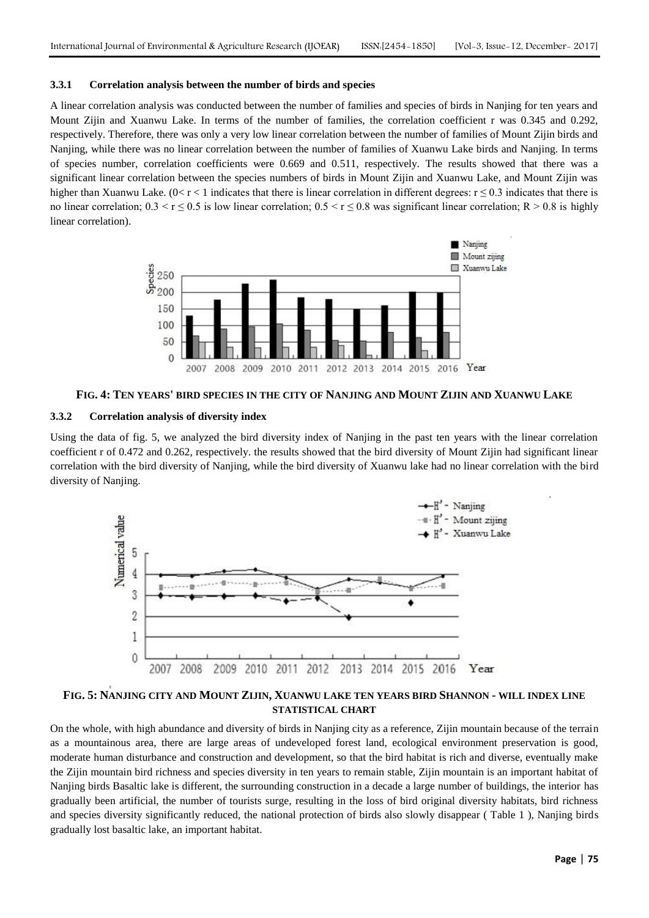### 3.3.1 Correlation analysis between the number of birds and species

A linear correlation analysis was conducted between the number of families and species of birds in Nanjing for ten years and Mount Zijin and Xuanwu Lake. In terms of the number of families, the correlation coefficient r was 0.345 and 0.292, respectively. Therefore, there was only a very low linear correlation between the number of families of Mount Zijin birds and Nanjing, while there was no linear correlation between the number of families of Xuanwu Lake birds and Nanjing. In terms of species number, correlation coefficients were 0.669 and 0.511, respectively. The results showed that there was a significant linear correlation between the species numbers of birds in Mount Zijin and Xuanwu Lake, and Mount Zijin was higher than Xuanwu Lake. ($0 < r < 1$ indicates that there is linear correlation in different degrees: $r \leq 0.3$ indicates that there is no linear correlation; $0.3 < r \leq 0.5$ is low linear correlation; $0.5 < r \leq 0.8$ was significant linear correlation; $R > 0.8$ is highly linear correlation).

**FIG. 4: TEN YEARS' BIRD SPECIES IN THE CITY OF NANJING AND MOUNT ZIJIN AND XUANWU LAKE**

### 3.3.2 Correlation analysis of diversity index

Using the data of fig. 5, we analyzed the bird diversity index of Nanjing in the past ten years with the linear correlation coefficient r of 0.472 and 0.262, respectively. the results showed that the bird diversity of Mount Zijin had significant linear correlation with the bird diversity of Nanjing, while the bird diversity of Xuanwu lake had no linear correlation with the bird diversity of Nanjing.

**FIG. 5: NANJING CITY AND MOUNT ZIJIN, XUANWU LAKE TEN YEARS BIRD SHANNON - WILL INDEX LINE STATISTICAL CHART**

On the whole, with high abundance and diversity of birds in Nanjing city as a reference, Zijin mountain because of the terrain as a mountainous area, there are large areas of undeveloped forest land, ecological environment preservation is good, moderate human disturbance and construction and development, so that the bird habitat is rich and diverse, eventually make the Zijin mountain bird richness and species diversity in ten years to remain stable, Zijin mountain is an important habitat of Nanjing birds Basaltic lake is different, the surrounding construction in a decade a large number of buildings, the interior has gradually been artificial, the number of tourists surge, resulting in the loss of bird original diversity habitats, bird richness and species diversity significantly reduced, the national protection of birds also slowly disappear ( Table 1 ), Nanjing birds gradually lost basaltic lake, an important habitat.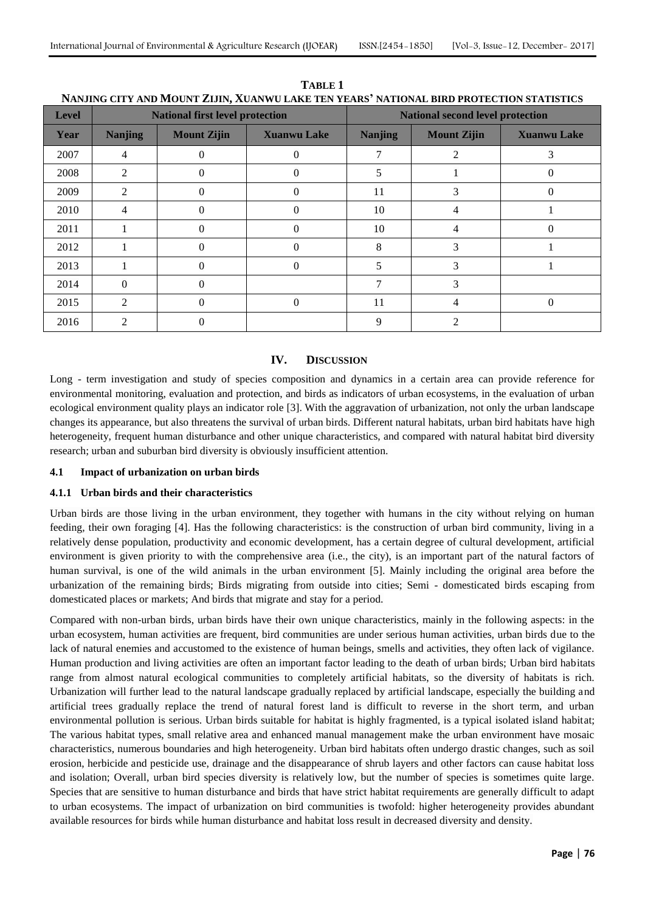**TABLE 1**
**NANJING CITY AND MOUNT ZIJIN, XUANWU LAKE TEN YEARS' NATIONAL BIRD PROTECTION STATISTICS**

| Level | National first level protection | | | National second level protection | | |
|---|---|---|---|---|---|---|
| Year | Nanjing | Mount Zijin | Xuanwu Lake | Nanjing | Mount Zijin | Xuanwu Lake |
| 2007 | 4 | 0 | 0 | 7 | 2 | 3 |
| 2008 | 2 | 0 | 0 | 5 | 1 | 0 |
| 2009 | 2 | 0 | 0 | 11 | 3 | 0 |
| 2010 | 4 | 0 | 0 | 10 | 4 | 1 |
| 2011 | 1 | 0 | 0 | 10 | 4 | 0 |
| 2012 | 1 | 0 | 0 | 8 | 3 | 1 |
| 2013 | 1 | 0 | 0 | 5 | 3 | 1 |
| 2014 | 0 | 0 | | 7 | 3 | |
| 2015 | 2 | 0 | 0 | 11 | 4 | 0 |
| 2016 | 2 | 0 | | 9 | 2 | |

## IV. DISCUSSION

Long - term investigation and study of species composition and dynamics in a certain area can provide reference for environmental monitoring, evaluation and protection, and birds as indicators of urban ecosystems, in the evaluation of urban ecological environment quality plays an indicator role [3]. With the aggravation of urbanization, not only the urban landscape changes its appearance, but also threatens the survival of urban birds. Different natural habitats, urban bird habitats have high heterogeneity, frequent human disturbance and other unique characteristics, and compared with natural habitat bird diversity research; urban and suburban bird diversity is obviously insufficient attention.

### 4.1 Impact of urbanization on urban birds

#### 4.1.1 Urban birds and their characteristics

Urban birds are those living in the urban environment, they together with humans in the city without relying on human feeding, their own foraging [4]. Has the following characteristics: is the construction of urban bird community, living in a relatively dense population, productivity and economic development, has a certain degree of cultural development, artificial environment is given priority to with the comprehensive area (i.e., the city), is an important part of the natural factors of human survival, is one of the wild animals in the urban environment [5]. Mainly including the original area before the urbanization of the remaining birds; Birds migrating from outside into cities; Semi - domesticated birds escaping from domesticated places or markets; And birds that migrate and stay for a period.

Compared with non-urban birds, urban birds have their own unique characteristics, mainly in the following aspects: in the urban ecosystem, human activities are frequent, bird communities are under serious human activities, urban birds due to the lack of natural enemies and accustomed to the existence of human beings, smells and activities, they often lack of vigilance. Human production and living activities are often an important factor leading to the death of urban birds; Urban bird habitats range from almost natural ecological communities to completely artificial habitats, so the diversity of habitats is rich. Urbanization will further lead to the natural landscape gradually replaced by artificial landscape, especially the building and artificial trees gradually replace the trend of natural forest land is difficult to reverse in the short term, and urban environmental pollution is serious. Urban birds suitable for habitat is highly fragmented, is a typical isolated island habitat; The various habitat types, small relative area and enhanced manual management make the urban environment have mosaic characteristics, numerous boundaries and high heterogeneity. Urban bird habitats often undergo drastic changes, such as soil erosion, herbicide and pesticide use, drainage and the disappearance of shrub layers and other factors can cause habitat loss and isolation; Overall, urban bird species diversity is relatively low, but the number of species is sometimes quite large. Species that are sensitive to human disturbance and birds that have strict habitat requirements are generally difficult to adapt to urban ecosystems. The impact of urbanization on bird communities is twofold: higher heterogeneity provides abundant available resources for birds while human disturbance and habitat loss result in decreased diversity and density.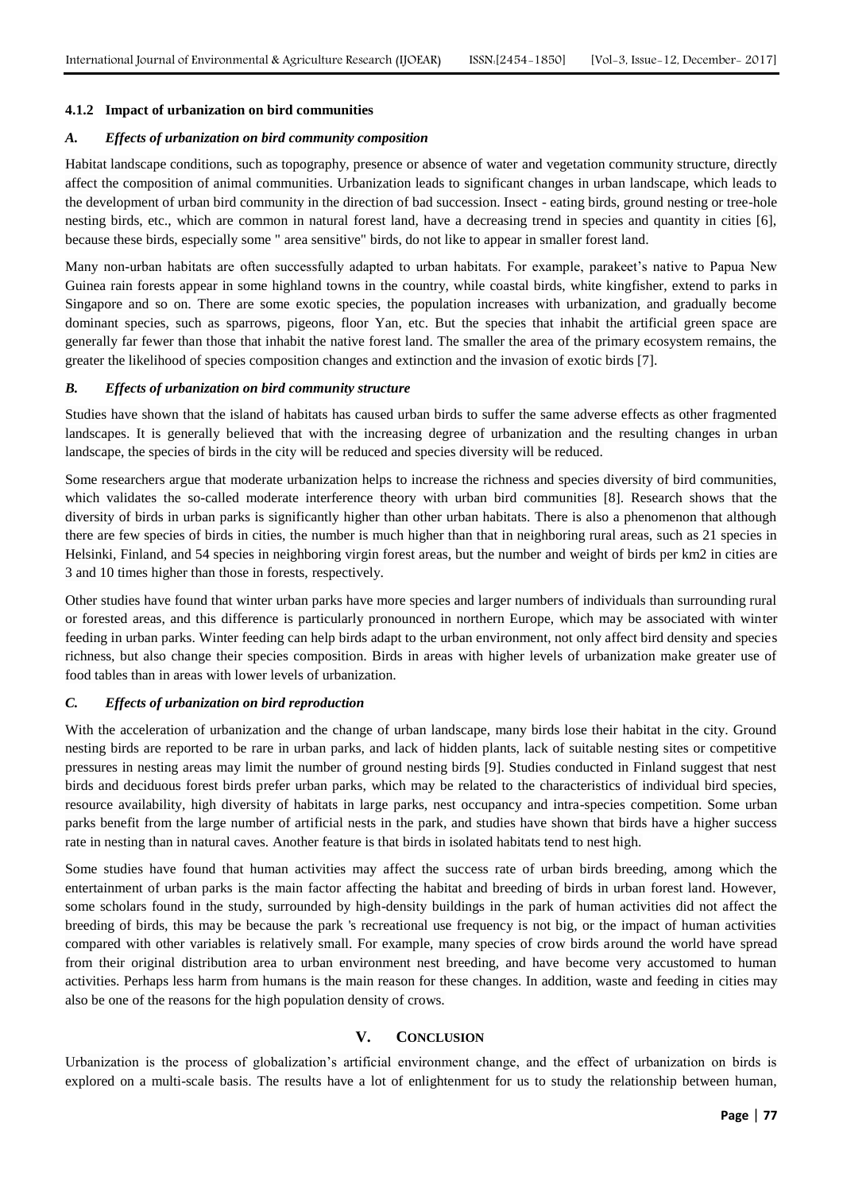#### 4.1.2 Impact of urbanization on bird communities

#### *A. Effects of urbanization on bird community composition*

Habitat landscape conditions, such as topography, presence or absence of water and vegetation community structure, directly affect the composition of animal communities. Urbanization leads to significant changes in urban landscape, which leads to the development of urban bird community in the direction of bad succession. Insect - eating birds, ground nesting or tree-hole nesting birds, etc., which are common in natural forest land, have a decreasing trend in species and quantity in cities [6], because these birds, especially some " area sensitive" birds, do not like to appear in smaller forest land.

Many non-urban habitats are often successfully adapted to urban habitats. For example, parakeet's native to Papua New Guinea rain forests appear in some highland towns in the country, while coastal birds, white kingfisher, extend to parks in Singapore and so on. There are some exotic species, the population increases with urbanization, and gradually become dominant species, such as sparrows, pigeons, floor Yan, etc. But the species that inhabit the artificial green space are generally far fewer than those that inhabit the native forest land. The smaller the area of the primary ecosystem remains, the greater the likelihood of species composition changes and extinction and the invasion of exotic birds [7].

#### *B. Effects of urbanization on bird community structure*

Studies have shown that the island of habitats has caused urban birds to suffer the same adverse effects as other fragmented landscapes. It is generally believed that with the increasing degree of urbanization and the resulting changes in urban landscape, the species of birds in the city will be reduced and species diversity will be reduced.

Some researchers argue that moderate urbanization helps to increase the richness and species diversity of bird communities, which validates the so-called moderate interference theory with urban bird communities [8]. Research shows that the diversity of birds in urban parks is significantly higher than other urban habitats. There is also a phenomenon that although there are few species of birds in cities, the number is much higher than that in neighboring rural areas, such as 21 species in Helsinki, Finland, and 54 species in neighboring virgin forest areas, but the number and weight of birds per km2 in cities are 3 and 10 times higher than those in forests, respectively.

Other studies have found that winter urban parks have more species and larger numbers of individuals than surrounding rural or forested areas, and this difference is particularly pronounced in northern Europe, which may be associated with winter feeding in urban parks. Winter feeding can help birds adapt to the urban environment, not only affect bird density and species richness, but also change their species composition. Birds in areas with higher levels of urbanization make greater use of food tables than in areas with lower levels of urbanization.

#### *C. Effects of urbanization on bird reproduction*

With the acceleration of urbanization and the change of urban landscape, many birds lose their habitat in the city. Ground nesting birds are reported to be rare in urban parks, and lack of hidden plants, lack of suitable nesting sites or competitive pressures in nesting areas may limit the number of ground nesting birds [9]. Studies conducted in Finland suggest that nest birds and deciduous forest birds prefer urban parks, which may be related to the characteristics of individual bird species, resource availability, high diversity of habitats in large parks, nest occupancy and intra-species competition. Some urban parks benefit from the large number of artificial nests in the park, and studies have shown that birds have a higher success rate in nesting than in natural caves. Another feature is that birds in isolated habitats tend to nest high.

Some studies have found that human activities may affect the success rate of urban birds breeding, among which the entertainment of urban parks is the main factor affecting the habitat and breeding of birds in urban forest land. However, some scholars found in the study, surrounded by high-density buildings in the park of human activities did not affect the breeding of birds, this may be because the park 's recreational use frequency is not big, or the impact of human activities compared with other variables is relatively small. For example, many species of crow birds around the world have spread from their original distribution area to urban environment nest breeding, and have become very accustomed to human activities. Perhaps less harm from humans is the main reason for these changes. In addition, waste and feeding in cities may also be one of the reasons for the high population density of crows.

## V. CONCLUSION

Urbanization is the process of globalization's artificial environment change, and the effect of urbanization on birds is explored on a multi-scale basis. The results have a lot of enlightenment for us to study the relationship between human,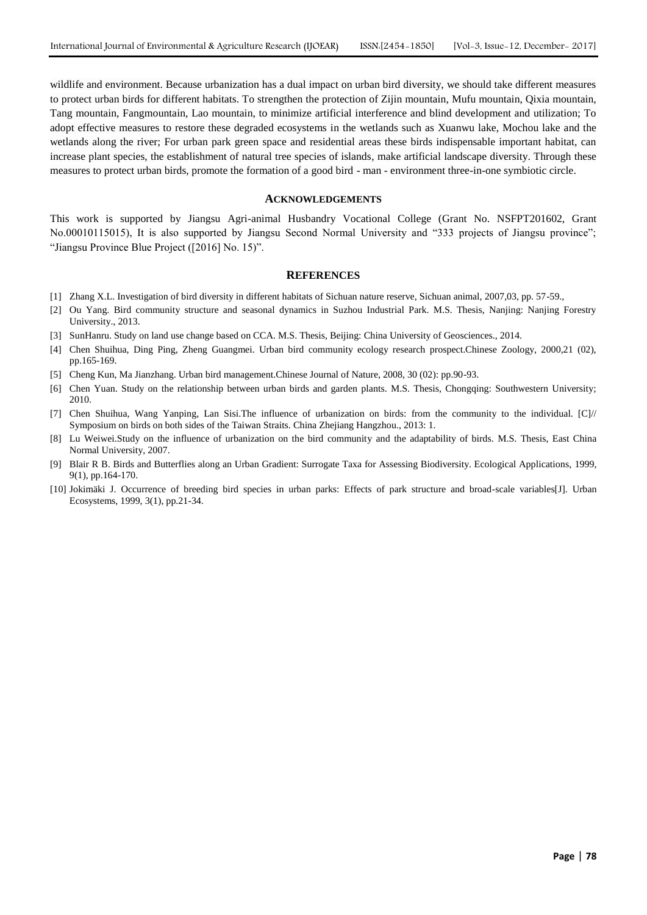wildlife and environment. Because urbanization has a dual impact on urban bird diversity, we should take different measures to protect urban birds for different habitats. To strengthen the protection of Zijin mountain, Mufu mountain, Qixia mountain, Tang mountain, Fangmountain, Lao mountain, to minimize artificial interference and blind development and utilization; To adopt effective measures to restore these degraded ecosystems in the wetlands such as Xuanwu lake, Mochou lake and the wetlands along the river; For urban park green space and residential areas these birds indispensable important habitat, can increase plant species, the establishment of natural tree species of islands, make artificial landscape diversity. Through these measures to protect urban birds, promote the formation of a good bird - man - environment three-in-one symbiotic circle.

## ACKNOWLEDGEMENTS

This work is supported by Jiangsu Agri-animal Husbandry Vocational College (Grant No. NSFPT201602, Grant No.00010115015), It is also supported by Jiangsu Second Normal University and "333 projects of Jiangsu province"; "Jiangsu Province Blue Project ([2016] No. 15)".

## REFERENCES

[1] Zhang X.L. Investigation of bird diversity in different habitats of Sichuan nature reserve, Sichuan animal, 2007,03, pp. 57-59.,

[2] Ou Yang. Bird community structure and seasonal dynamics in Suzhou Industrial Park. M.S. Thesis, Nanjing: Nanjing Forestry University., 2013.

[3] SunHanru. Study on land use change based on CCA. M.S. Thesis, Beijing: China University of Geosciences., 2014.

[4] Chen Shuihua, Ding Ping, Zheng Guangmei. Urban bird community ecology research prospect.Chinese Zoology, 2000,21 (02), pp.165-169.

[5] Cheng Kun, Ma Jianzhang. Urban bird management.Chinese Journal of Nature, 2008, 30 (02): pp.90-93.

[6] Chen Yuan. Study on the relationship between urban birds and garden plants. M.S. Thesis, Chongqing: Southwestern University; 2010.

[7] Chen Shuihua, Wang Yanping, Lan Sisi.The influence of urbanization on birds: from the community to the individual. [C]// Symposium on birds on both sides of the Taiwan Straits. China Zhejiang Hangzhou., 2013: 1.

[8] Lu Weiwei.Study on the influence of urbanization on the bird community and the adaptability of birds. M.S. Thesis, East China Normal University, 2007.

[9] Blair R B. Birds and Butterflies along an Urban Gradient: Surrogate Taxa for Assessing Biodiversity. Ecological Applications, 1999, 9(1), pp.164-170.

[10] Jokimäki J. Occurrence of breeding bird species in urban parks: Effects of park structure and broad-scale variables[J]. Urban Ecosystems, 1999, 3(1), pp.21-34.